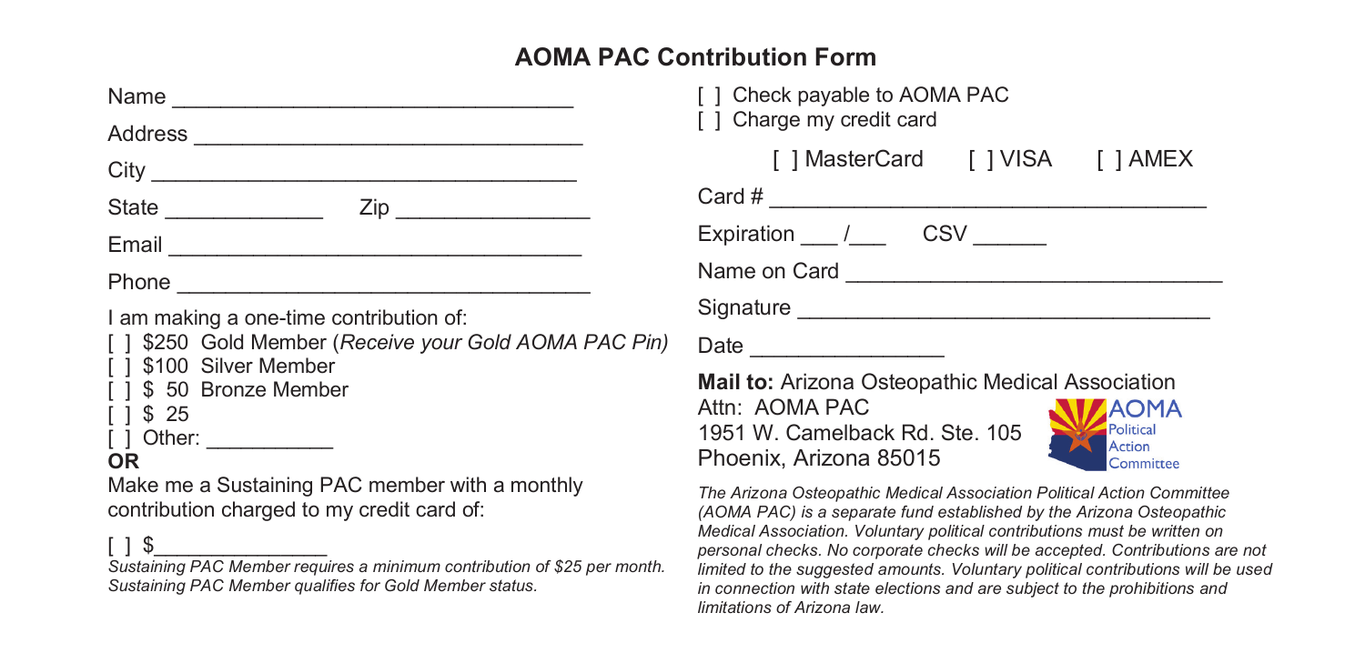## AOMA PAC Contribution Form

Name ________________________________

Address ________________________________

City ________________________________

State ____________ Zip ______________

Email ________________________________

Phone ________________________________

I am making a one-time contribution of:

[ ] $250 Gold Member (*Receive your Gold AOMA PAC Pin*)
[ ] $100 Silver Member
[ ] $ 50 Bronze Member
[ ] $ 25
[ ] Other: __________

**OR**

Make me a Sustaining PAC member with a monthly contribution charged to my credit card of:

[ ] $______________

*Sustaining PAC Member requires a minimum contribution of $25 per month. Sustaining PAC Member qualifies for Gold Member status.*

[ ] Check payable to AOMA PAC
[ ] Charge my credit card

[ ] MasterCard [ ] VISA [ ] AMEX

Card # ________________________________

Expiration ___ /___ CSV ______

Name on Card ________________________________

Signature ________________________________

Date ______________

**Mail to:** Arizona Osteopathic Medical Association
Attn: AOMA PAC
1951 W. Camelback Rd. Ste. 105
Phoenix, Arizona 85015

AOMA Political Action Committee

*The Arizona Osteopathic Medical Association Political Action Committee (AOMA PAC) is a separate fund established by the Arizona Osteopathic Medical Association. Voluntary political contributions must be written on personal checks. No corporate checks will be accepted. Contributions are not limited to the suggested amounts. Voluntary political contributions will be used in connection with state elections and are subject to the prohibitions and limitations of Arizona law.*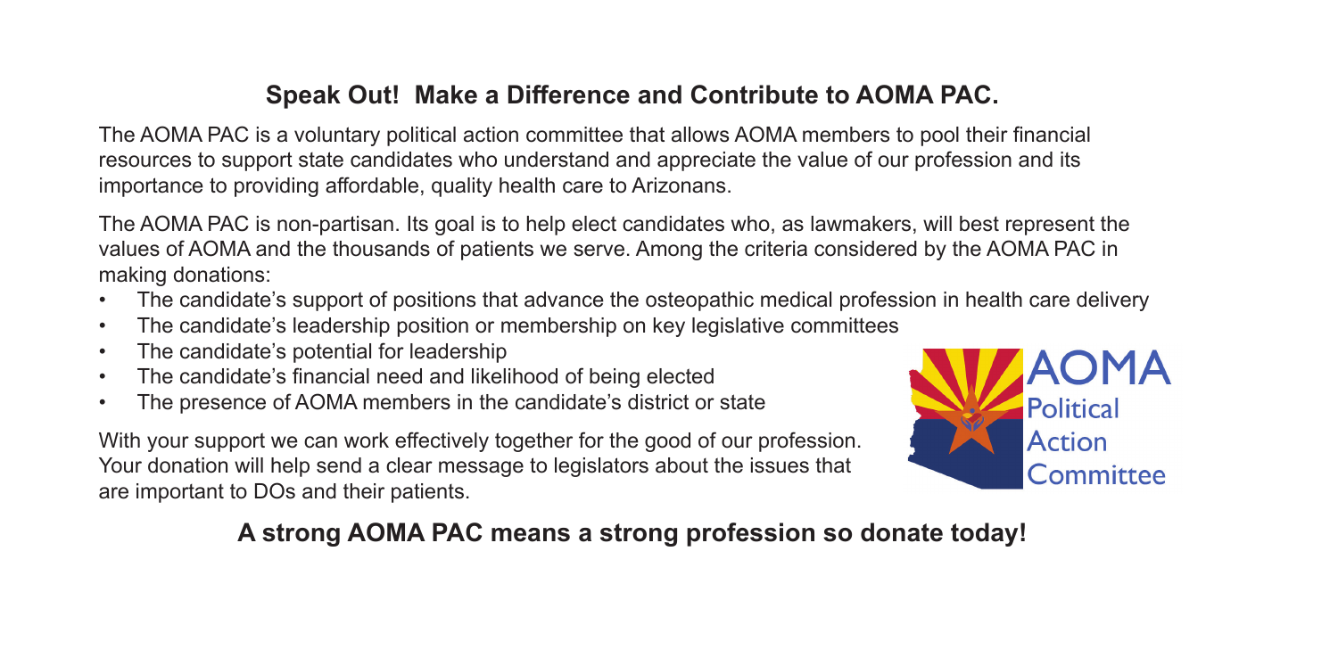## Speak Out! Make a Difference and Contribute to AOMA PAC.

The AOMA PAC is a voluntary political action committee that allows AOMA members to pool their financial resources to support state candidates who understand and appreciate the value of our profession and its importance to providing affordable, quality health care to Arizonans.

The AOMA PAC is non-partisan. Its goal is to help elect candidates who, as lawmakers, will best represent the values of AOMA and the thousands of patients we serve. Among the criteria considered by the AOMA PAC in making donations:

- The candidate's support of positions that advance the osteopathic medical profession in health care delivery
- The candidate's leadership position or membership on key legislative committees
- The candidate's potential for leadership
- The candidate's financial need and likelihood of being elected
- The presence of AOMA members in the candidate's district or state

With your support we can work effectively together for the good of our profession. Your donation will help send a clear message to legislators about the issues that are important to DOs and their patients.

AOMA Political Action Committee

**A strong AOMA PAC means a strong profession so donate today!**